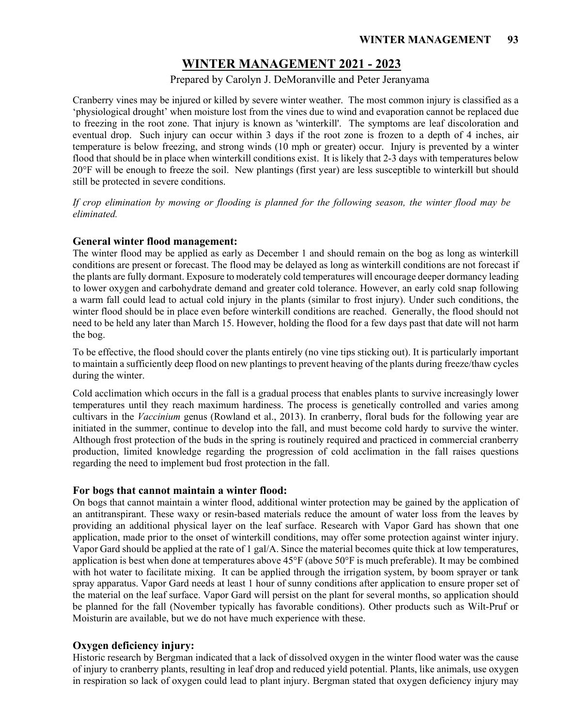# WINTER MANAGEMENT 2021 - 2023

Prepared by Carolyn J. DeMoranville and Peter Jeranyama

Cranberry vines may be injured or killed by severe winter weather. The most common injury is classified as a 'physiological drought' when moisture lost from the vines due to wind and evaporation cannot be replaced due to freezing in the root zone. That injury is known as 'winterkill'. The symptoms are leaf discoloration and eventual drop. Such injury can occur within 3 days if the root zone is frozen to a depth of 4 inches, air temperature is below freezing, and strong winds (10 mph or greater) occur. Injury is prevented by a winter flood that should be in place when winterkill conditions exist. It is likely that 2-3 days with temperatures below 20°F will be enough to freeze the soil. New plantings (first year) are less susceptible to winterkill but should still be protected in severe conditions.

*If crop elimination by mowing or flooding is planned for the following season, the winter flood may be eliminated.*

### General winter flood management:

The winter flood may be applied as early as December 1 and should remain on the bog as long as winterkill conditions are present or forecast. The flood may be delayed as long as winterkill conditions are not forecast if the plants are fully dormant. Exposure to moderately cold temperatures will encourage deeper dormancy leading to lower oxygen and carbohydrate demand and greater cold tolerance. However, an early cold snap following a warm fall could lead to actual cold injury in the plants (similar to frost injury). Under such conditions, the winter flood should be in place even before winterkill conditions are reached. Generally, the flood should not need to be held any later than March 15. However, holding the flood for a few days past that date will not harm the bog.

To be effective, the flood should cover the plants entirely (no vine tips sticking out). It is particularly important to maintain a sufficiently deep flood on new plantings to prevent heaving of the plants during freeze/thaw cycles during the winter.

Cold acclimation which occurs in the fall is a gradual process that enables plants to survive increasingly lower temperatures until they reach maximum hardiness. The process is genetically controlled and varies among cultivars in the *Vaccinium* genus (Rowland et al., 2013). In cranberry, floral buds for the following year are initiated in the summer, continue to develop into the fall, and must become cold hardy to survive the winter. Although frost protection of the buds in the spring is routinely required and practiced in commercial cranberry production, limited knowledge regarding the progression of cold acclimation in the fall raises questions regarding the need to implement bud frost protection in the fall.

### For bogs that cannot maintain a winter flood:

On bogs that cannot maintain a winter flood, additional winter protection may be gained by the application of an antitranspirant. These waxy or resin-based materials reduce the amount of water loss from the leaves by providing an additional physical layer on the leaf surface. Research with Vapor Gard has shown that one application, made prior to the onset of winterkill conditions, may offer some protection against winter injury. Vapor Gard should be applied at the rate of 1 gal/A. Since the material becomes quite thick at low temperatures, application is best when done at temperatures above 45°F (above 50°F is much preferable). It may be combined with hot water to facilitate mixing. It can be applied through the irrigation system, by boom sprayer or tank spray apparatus. Vapor Gard needs at least 1 hour of sunny conditions after application to ensure proper set of the material on the leaf surface. Vapor Gard will persist on the plant for several months, so application should be planned for the fall (November typically has favorable conditions). Other products such as Wilt-Pruf or Moisturin are available, but we do not have much experience with these.

### Oxygen deficiency injury:

Historic research by Bergman indicated that a lack of dissolved oxygen in the winter flood water was the cause of injury to cranberry plants, resulting in leaf drop and reduced yield potential. Plants, like animals, use oxygen in respiration so lack of oxygen could lead to plant injury. Bergman stated that oxygen deficiency injury may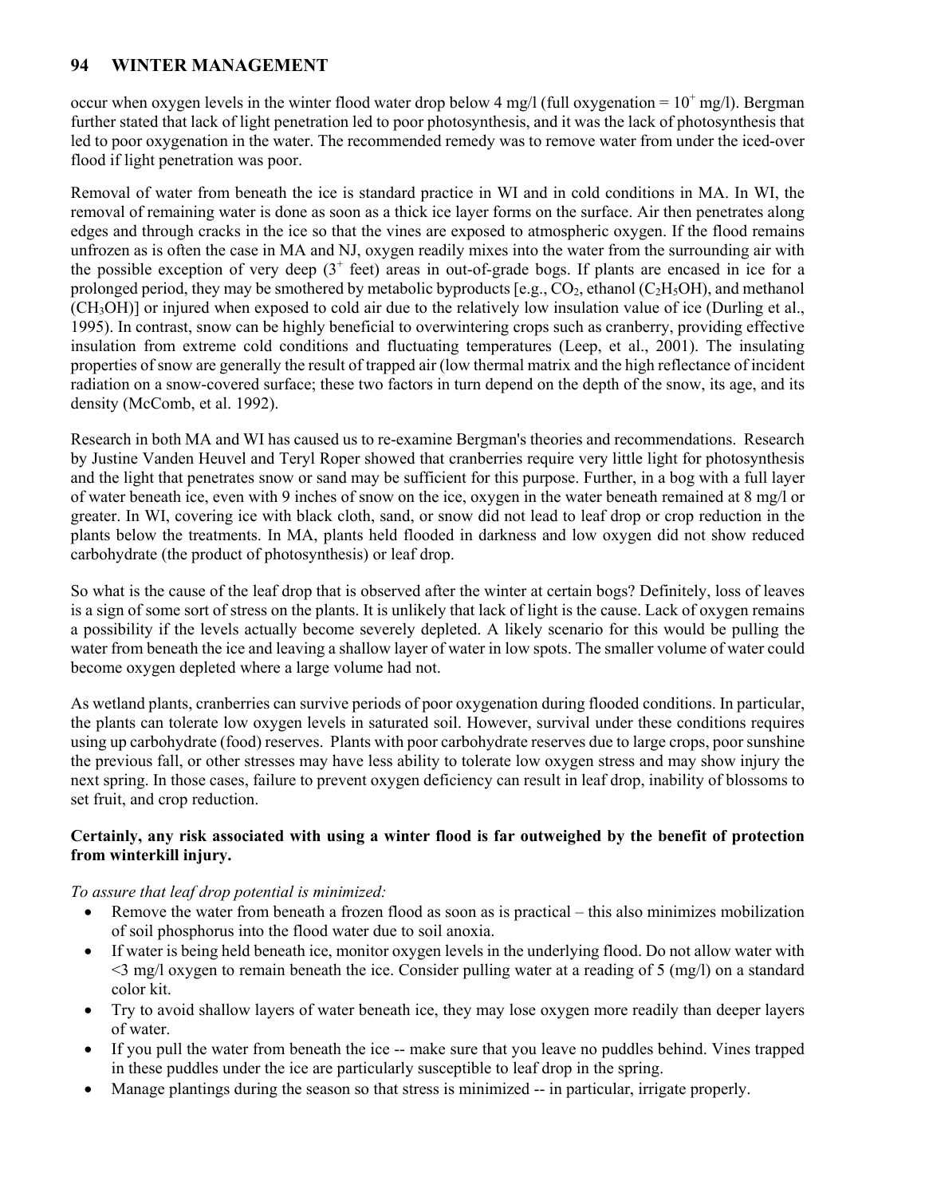occur when oxygen levels in the winter flood water drop below 4 mg/l (full oxygenation = $10^+$ mg/l). Bergman further stated that lack of light penetration led to poor photosynthesis, and it was the lack of photosynthesis that led to poor oxygenation in the water. The recommended remedy was to remove water from under the iced-over flood if light penetration was poor.

Removal of water from beneath the ice is standard practice in WI and in cold conditions in MA. In WI, the removal of remaining water is done as soon as a thick ice layer forms on the surface. Air then penetrates along edges and through cracks in the ice so that the vines are exposed to atmospheric oxygen. If the flood remains unfrozen as is often the case in MA and NJ, oxygen readily mixes into the water from the surrounding air with the possible exception of very deep ($3^+$ feet) areas in out-of-grade bogs. If plants are encased in ice for a prolonged period, they may be smothered by metabolic byproducts [e.g., $CO_2$, ethanol ($C_2H_5OH$), and methanol ($CH_3OH$)] or injured when exposed to cold air due to the relatively low insulation value of ice (Durling et al., 1995). In contrast, snow can be highly beneficial to overwintering crops such as cranberry, providing effective insulation from extreme cold conditions and fluctuating temperatures (Leep, et al., 2001). The insulating properties of snow are generally the result of trapped air (low thermal matrix and the high reflectance of incident radiation on a snow-covered surface; these two factors in turn depend on the depth of the snow, its age, and its density (McComb, et al. 1992).

Research in both MA and WI has caused us to re-examine Bergman's theories and recommendations. Research by Justine Vanden Heuvel and Teryl Roper showed that cranberries require very little light for photosynthesis and the light that penetrates snow or sand may be sufficient for this purpose. Further, in a bog with a full layer of water beneath ice, even with 9 inches of snow on the ice, oxygen in the water beneath remained at 8 mg/l or greater. In WI, covering ice with black cloth, sand, or snow did not lead to leaf drop or crop reduction in the plants below the treatments. In MA, plants held flooded in darkness and low oxygen did not show reduced carbohydrate (the product of photosynthesis) or leaf drop.

So what is the cause of the leaf drop that is observed after the winter at certain bogs? Definitely, loss of leaves is a sign of some sort of stress on the plants. It is unlikely that lack of light is the cause. Lack of oxygen remains a possibility if the levels actually become severely depleted. A likely scenario for this would be pulling the water from beneath the ice and leaving a shallow layer of water in low spots. The smaller volume of water could become oxygen depleted where a large volume had not.

As wetland plants, cranberries can survive periods of poor oxygenation during flooded conditions. In particular, the plants can tolerate low oxygen levels in saturated soil. However, survival under these conditions requires using up carbohydrate (food) reserves. Plants with poor carbohydrate reserves due to large crops, poor sunshine the previous fall, or other stresses may have less ability to tolerate low oxygen stress and may show injury the next spring. In those cases, failure to prevent oxygen deficiency can result in leaf drop, inability of blossoms to set fruit, and crop reduction.

**Certainly, any risk associated with using a winter flood is far outweighed by the benefit of protection from winterkill injury.**

*To assure that leaf drop potential is minimized:*

- Remove the water from beneath a frozen flood as soon as is practical – this also minimizes mobilization of soil phosphorus into the flood water due to soil anoxia.
- If water is being held beneath ice, monitor oxygen levels in the underlying flood. Do not allow water with <3 mg/l oxygen to remain beneath the ice. Consider pulling water at a reading of 5 (mg/l) on a standard color kit.
- Try to avoid shallow layers of water beneath ice, they may lose oxygen more readily than deeper layers of water.
- If you pull the water from beneath the ice -- make sure that you leave no puddles behind. Vines trapped in these puddles under the ice are particularly susceptible to leaf drop in the spring.
- Manage plantings during the season so that stress is minimized -- in particular, irrigate properly.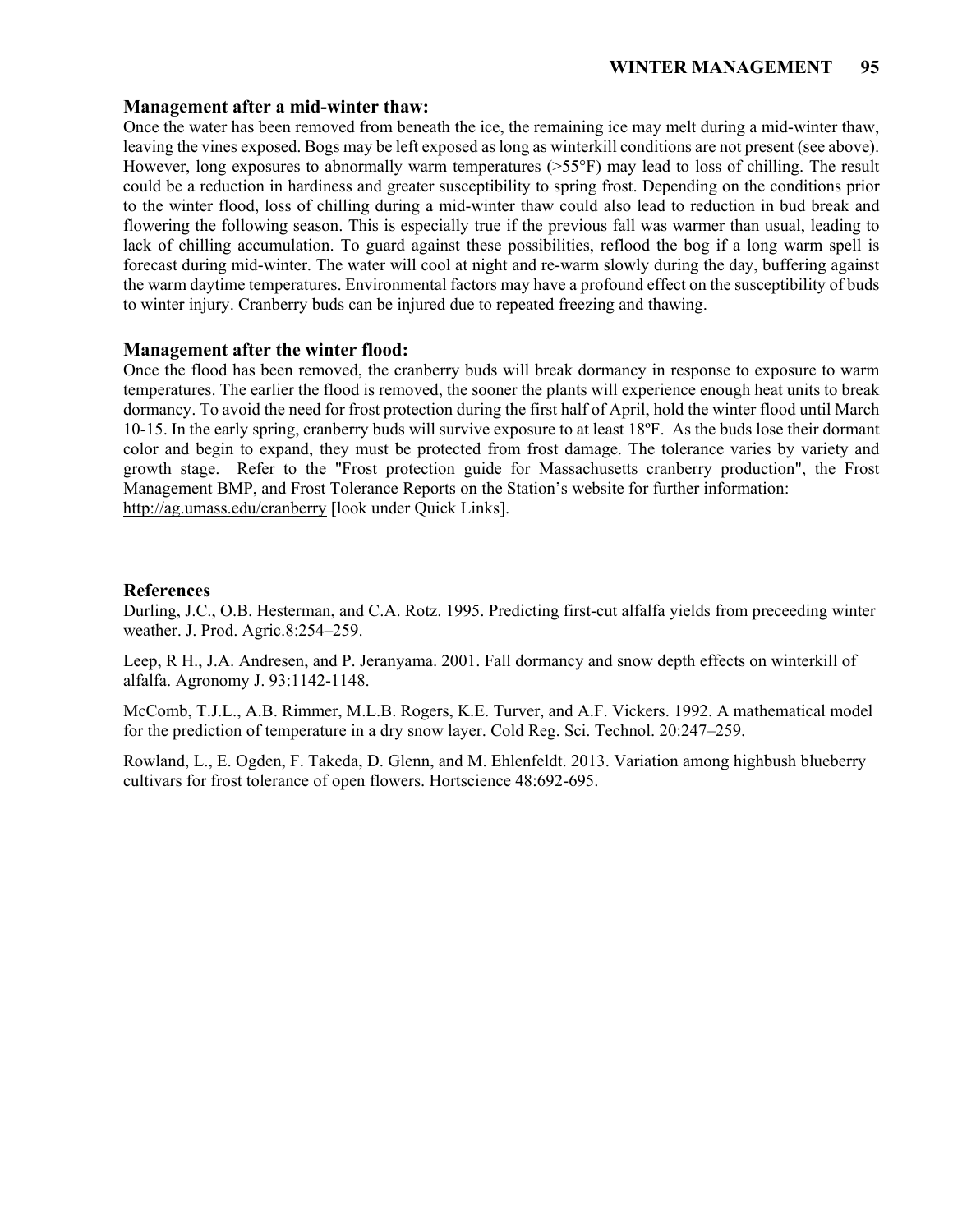### Management after a mid-winter thaw:

Once the water has been removed from beneath the ice, the remaining ice may melt during a mid-winter thaw, leaving the vines exposed. Bogs may be left exposed as long as winterkill conditions are not present (see above). However, long exposures to abnormally warm temperatures (>55°F) may lead to loss of chilling. The result could be a reduction in hardiness and greater susceptibility to spring frost. Depending on the conditions prior to the winter flood, loss of chilling during a mid-winter thaw could also lead to reduction in bud break and flowering the following season. This is especially true if the previous fall was warmer than usual, leading to lack of chilling accumulation. To guard against these possibilities, reflood the bog if a long warm spell is forecast during mid-winter. The water will cool at night and re-warm slowly during the day, buffering against the warm daytime temperatures. Environmental factors may have a profound effect on the susceptibility of buds to winter injury. Cranberry buds can be injured due to repeated freezing and thawing.

### Management after the winter flood:

Once the flood has been removed, the cranberry buds will break dormancy in response to exposure to warm temperatures. The earlier the flood is removed, the sooner the plants will experience enough heat units to break dormancy. To avoid the need for frost protection during the first half of April, hold the winter flood until March 10-15. In the early spring, cranberry buds will survive exposure to at least 18ºF. As the buds lose their dormant color and begin to expand, they must be protected from frost damage. The tolerance varies by variety and growth stage. Refer to the "Frost protection guide for Massachusetts cranberry production", the Frost Management BMP, and Frost Tolerance Reports on the Station's website for further information: http://ag.umass.edu/cranberry [look under Quick Links].

### References

Durling, J.C., O.B. Hesterman, and C.A. Rotz. 1995. Predicting first-cut alfalfa yields from preceeding winter weather. J. Prod. Agric.8:254–259.

Leep, R H., J.A. Andresen, and P. Jeranyama. 2001. Fall dormancy and snow depth effects on winterkill of alfalfa. Agronomy J. 93:1142-1148.

McComb, T.J.L., A.B. Rimmer, M.L.B. Rogers, K.E. Turver, and A.F. Vickers. 1992. A mathematical model for the prediction of temperature in a dry snow layer. Cold Reg. Sci. Technol. 20:247–259.

Rowland, L., E. Ogden, F. Takeda, D. Glenn, and M. Ehlenfeldt. 2013. Variation among highbush blueberry cultivars for frost tolerance of open flowers. Hortscience 48:692-695.